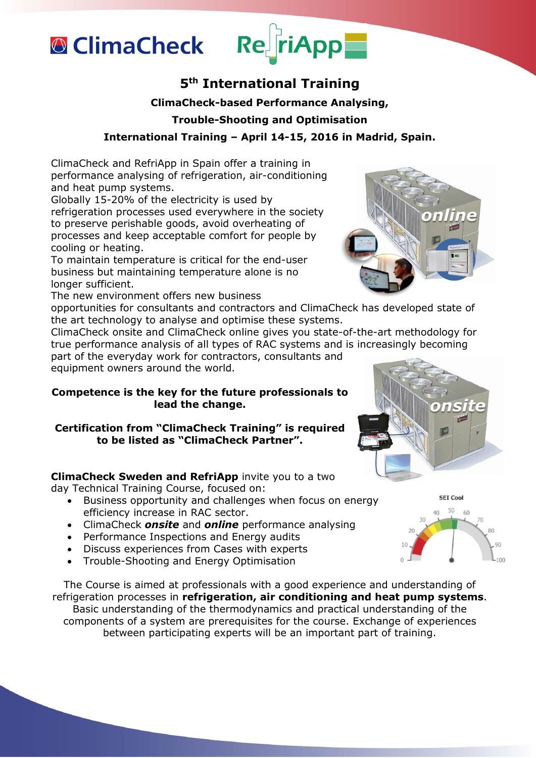ClimaCheck RefriApp

# 5th International Training

## ClimaCheck-based Performance Analysing, Trouble-Shooting and Optimisation

### International Training – April 14-15, 2016 in Madrid, Spain.

ClimaCheck and RefriApp in Spain offer a training in performance analysing of refrigeration, air-conditioning and heat pump systems.
Globally 15-20% of the electricity is used by refrigeration processes used everywhere in the society to preserve perishable goods, avoid overheating of processes and keep acceptable comfort for people by cooling or heating.
To maintain temperature is critical for the end-user business but maintaining temperature alone is no longer sufficient.
The new environment offers new business opportunities for consultants and contractors and ClimaCheck has developed state of the art technology to analyse and optimise these systems.
ClimaCheck onsite and ClimaCheck online gives you state-of-the-art methodology for true performance analysis of all types of RAC systems and is increasingly becoming part of the everyday work for contractors, consultants and equipment owners around the world.

**Competence is the key for the future professionals to lead the change.**

**Certification from "ClimaCheck Training" is required to be listed as "ClimaCheck Partner".**

**ClimaCheck Sweden and RefriApp** invite you to a two day Technical Training Course, focused on:

- Business opportunity and challenges when focus on energy efficiency increase in RAC sector.
- ClimaCheck ***onsite*** and ***online*** performance analysing
- Performance Inspections and Energy audits
- Discuss experiences from Cases with experts
- Trouble-Shooting and Energy Optimisation

The Course is aimed at professionals with a good experience and understanding of refrigeration processes in **refrigeration, air conditioning and heat pump systems**. Basic understanding of the thermodynamics and practical understanding of the components of a system are prerequisites for the course. Exchange of experiences between participating experts will be an important part of training.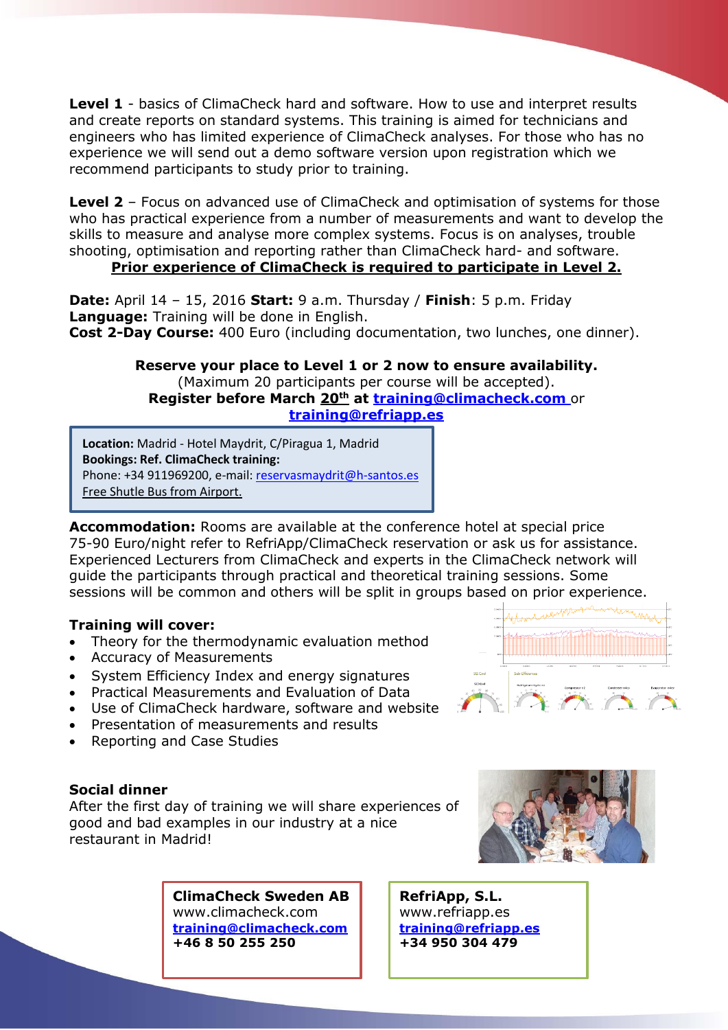**Level 1** - basics of ClimaCheck hard and software. How to use and interpret results and create reports on standard systems. This training is aimed for technicians and engineers who has limited experience of ClimaCheck analyses. For those who has no experience we will send out a demo software version upon registration which we recommend participants to study prior to training.

**Level 2** – Focus on advanced use of ClimaCheck and optimisation of systems for those who has practical experience from a number of measurements and want to develop the skills to measure and analyse more complex systems. Focus is on analyses, trouble shooting, optimisation and reporting rather than ClimaCheck hard- and software.

**Prior experience of ClimaCheck is required to participate in Level 2.**

**Date:** April 14 – 15, 2016 **Start:** 9 a.m. Thursday / **Finish**: 5 p.m. Friday
**Language:** Training will be done in English.
**Cost 2-Day Course:** 400 Euro (including documentation, two lunches, one dinner).

**Reserve your place to Level 1 or 2 now to ensure availability.**
(Maximum 20 participants per course will be accepted).
**Register before March 20th at training@climacheck.com or training@refriapp.es**

**Location:** Madrid - Hotel Maydrit, C/Piragua 1, Madrid
**Bookings: Ref. ClimaCheck training:**
Phone: +34 911969200, e-mail: reservasmaydrit@h-santos.es
Free Shutle Bus from Airport.

**Accommodation:** Rooms are available at the conference hotel at special price 75-90 Euro/night refer to RefriApp/ClimaCheck reservation or ask us for assistance. Experienced Lecturers from ClimaCheck and experts in the ClimaCheck network will guide the participants through practical and theoretical training sessions. Some sessions will be common and others will be split in groups based on prior experience.

**Training will cover:**

- Theory for the thermodynamic evaluation method
- Accuracy of Measurements
- System Efficiency Index and energy signatures
- Practical Measurements and Evaluation of Data
- Use of ClimaCheck hardware, software and website
- Presentation of measurements and results
- Reporting and Case Studies

**Social dinner**
After the first day of training we will share experiences of good and bad examples in our industry at a nice restaurant in Madrid!

**ClimaCheck Sweden AB**
www.climacheck.com
**training@climacheck.com**
**+46 8 50 255 250**

**RefriApp, S.L.**
www.refriapp.es
**training@refriapp.es**
**+34 950 304 479**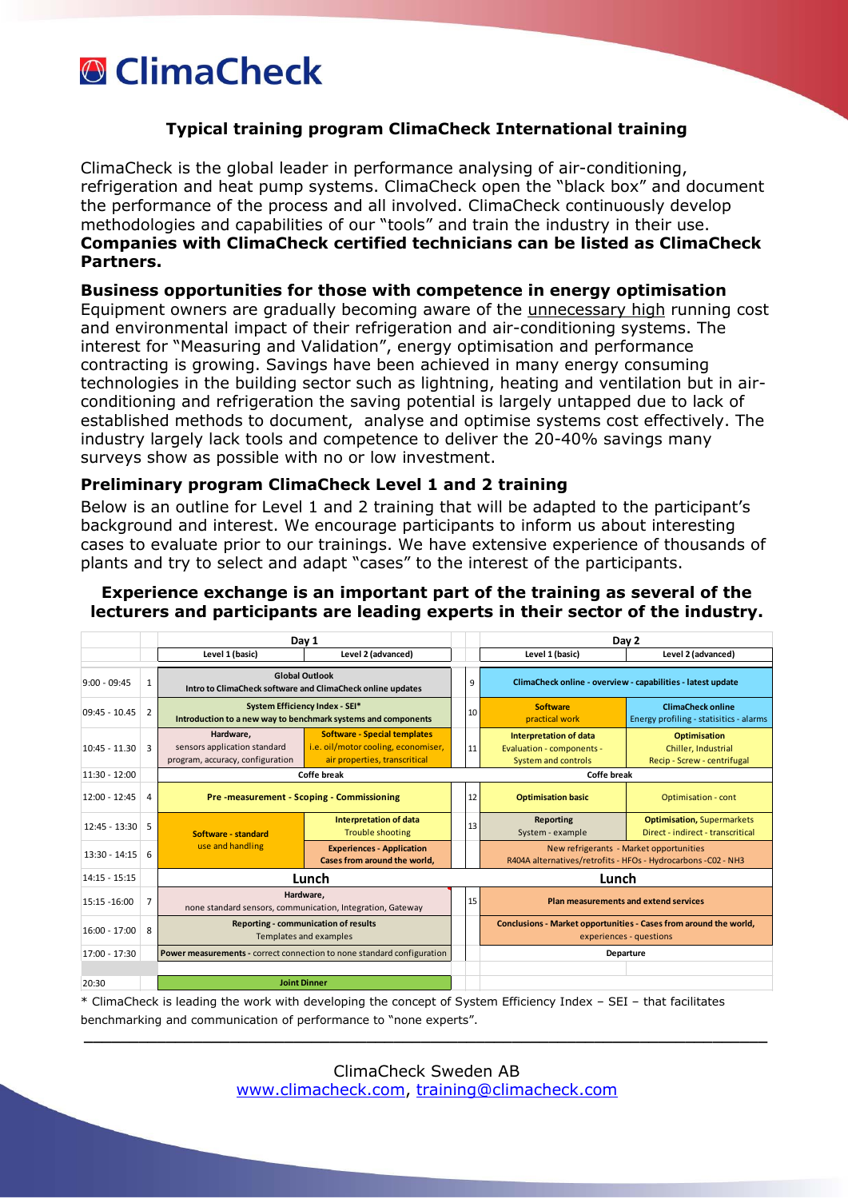# ClimaCheck

## Typical training program ClimaCheck International training

ClimaCheck is the global leader in performance analysing of air-conditioning, refrigeration and heat pump systems. ClimaCheck open the "black box" and document the performance of the process and all involved. ClimaCheck continuously develop methodologies and capabilities of our "tools" and train the industry in their use. **Companies with ClimaCheck certified technicians can be listed as ClimaCheck Partners.**

### Business opportunities for those with competence in energy optimisation

Equipment owners are gradually becoming aware of the unnecessary high running cost and environmental impact of their refrigeration and air-conditioning systems. The interest for "Measuring and Validation", energy optimisation and performance contracting is growing. Savings have been achieved in many energy consuming technologies in the building sector such as lightning, heating and ventilation but in air-conditioning and refrigeration the saving potential is largely untapped due to lack of established methods to document, analyse and optimise systems cost effectively. The industry largely lack tools and competence to deliver the 20-40% savings many surveys show as possible with no or low investment.

### Preliminary program ClimaCheck Level 1 and 2 training

Below is an outline for Level 1 and 2 training that will be adapted to the participant's background and interest. We encourage participants to inform us about interesting cases to evaluate prior to our trainings. We have extensive experience of thousands of plants and try to select and adapt "cases" to the interest of the participants.

**Experience exchange is an important part of the training as several of the lecturers and participants are leading experts in their sector of the industry.**

| | | Day 1 | | | Day 2 | |
|---|---|---|---|---|---|---|
| | | Level 1 (basic) | Level 2 (advanced) | | Level 1 (basic) | Level 2 (advanced) |
| 9:00 - 09:45 | 1 | Global Outlook<br>Intro to ClimaCheck software and ClimaCheck online updates | | 9 | ClimaCheck online - overview - capabilities - latest update | |
| 09:45 - 10.45 | 2 | System Efficiency Index - SEI*<br>Introduction to a new way to benchmark systems and components | | 10 | Software<br>practical work | ClimaCheck online<br>Energy profiling - statisitics - alarms |
| 10:45 - 11.30 | 3 | Hardware,<br>sensors application standard program, accuracy, configuration | Software - Special templates<br>i.e. oil/motor cooling, economiser, air properties, transcritical | 11 | Interpretation of data<br>Evaluation - components - System and controls | Optimisation<br>Chiller, Industrial<br>Recip - Screw - centrifugal |
| 11:30 - 12:00 | | Coffe break | | | Coffe break | |
| 12:00 - 12:45 | 4 | Pre -measurement - Scoping - Commissioning | | 12 | Optimisation basic | Optimisation - cont |
| 12:45 - 13:30 | 5 | Software - standard<br>use and handling | Interpretation of data<br>Trouble shooting | 13 | Reporting<br>System - example | Optimisation, Supermarkets<br>Direct - indirect - transcritical |
| 13:30 - 14:15 | 6 | | Experiences - Application<br>Cases from around the world, | | New refrigerants - Market opportunities<br>R404A alternatives/retrofits - HFOs - Hydrocarbons -C02 - NH3 | |
| 14:15 - 15:15 | | Lunch | | | Lunch | |
| 15:15 -16:00 | 7 | Hardware,<br>none standard sensors, communication, Integration, Gateway | | 15 | Plan measurements and extend services | |
| 16:00 - 17:00 | 8 | Reporting - communication of results<br>Templates and examples | | | Conclusions - Market opportunities - Cases from around the world, experiences - questions | |
| 17:00 - 17:30 | | Power measurements - correct connection to none standard configuration | | | Departure | |
| 20:30 | | Joint Dinner | | | | |

\* ClimaCheck is leading the work with developing the concept of System Efficiency Index – SEI – that facilitates benchmarking and communication of performance to "none experts".

---

ClimaCheck Sweden AB
www.climacheck.com, training@climacheck.com